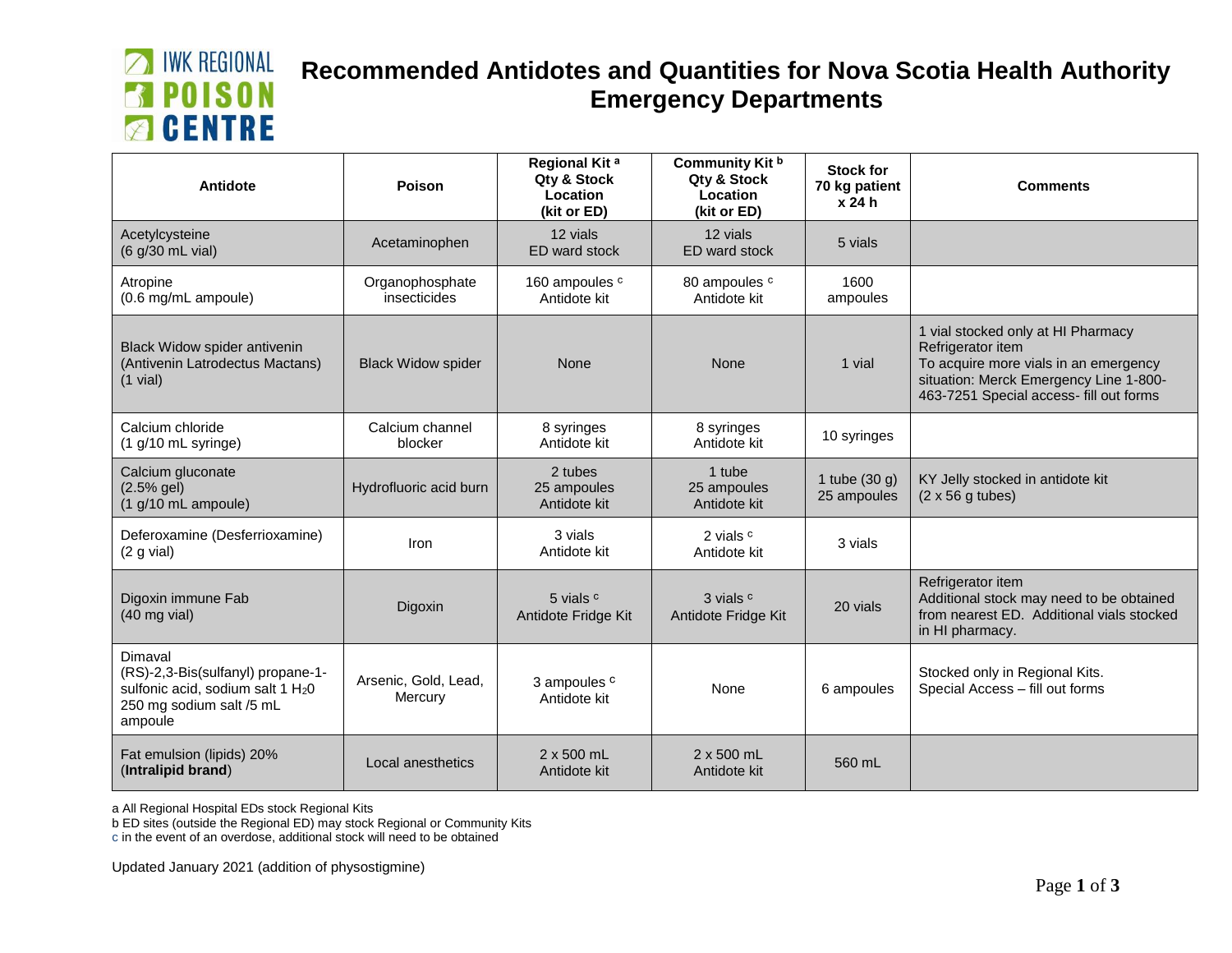# Recommended Antidotes and Quantities for Nova Scotia Health Authority Emergency Departments

| Antidote | Poison | Regional Kit [a] Qty & Stock Location (kit or ED) | Community Kit [b] Qty & Stock Location (kit or ED) | Stock for 70 kg patient x 24 h | Comments |
|---|---|---|---|---|---|
| Acetylcysteine (6 g/30 mL vial) | Acetaminophen | 12 vials ED ward stock | 12 vials ED ward stock | 5 vials | |
| Atropine (0.6 mg/mL ampoule) | Organophosphate insecticides | 160 ampoules [c] Antidote kit | 80 ampoules [c] Antidote kit | 1600 ampoules | |
| Black Widow spider antivenin (Antivenin Latrodectus Mactans) (1 vial) | Black Widow spider | None | None | 1 vial | 1 vial stocked only at HI Pharmacy Refrigerator item To acquire more vials in an emergency situation: Merck Emergency Line 1-800-463-7251 Special access- fill out forms |
| Calcium chloride (1 g/10 mL syringe) | Calcium channel blocker | 8 syringes Antidote kit | 8 syringes Antidote kit | 10 syringes | |
| Calcium gluconate (2.5% gel) (1 g/10 mL ampoule) | Hydrofluoric acid burn | 2 tubes 25 ampoules Antidote kit | 1 tube 25 ampoules Antidote kit | 1 tube (30 g) 25 ampoules | KY Jelly stocked in antidote kit (2 x 56 g tubes) |
| Deferoxamine (Desferrioxamine) (2 g vial) | Iron | 3 vials Antidote kit | 2 vials [c] Antidote kit | 3 vials | |
| Digoxin immune Fab (40 mg vial) | Digoxin | 5 vials [c] Antidote Fridge Kit | 3 vials [c] Antidote Fridge Kit | 20 vials | Refrigerator item Additional stock may need to be obtained from nearest ED. Additional vials stocked in HI pharmacy. |
| Dimaval (RS)-2,3-Bis(sulfanyl) propane-1-sulfonic acid, sodium salt 1 $H_2O$ 250 mg sodium salt /5 mL ampoule | Arsenic, Gold, Lead, Mercury | 3 ampoules [c] Antidote kit | None | 6 ampoules | Stocked only in Regional Kits. Special Access – fill out forms |
| Fat emulsion (lipids) 20% (**Intralipid brand**) | Local anesthetics | 2 x 500 mL Antidote kit | 2 x 500 mL Antidote kit | 560 mL | |

a All Regional Hospital EDs stock Regional Kits
b ED sites (outside the Regional ED) may stock Regional or Community Kits
c in the event of an overdose, additional stock will need to be obtained

Updated January 2021 (addition of physostigmine)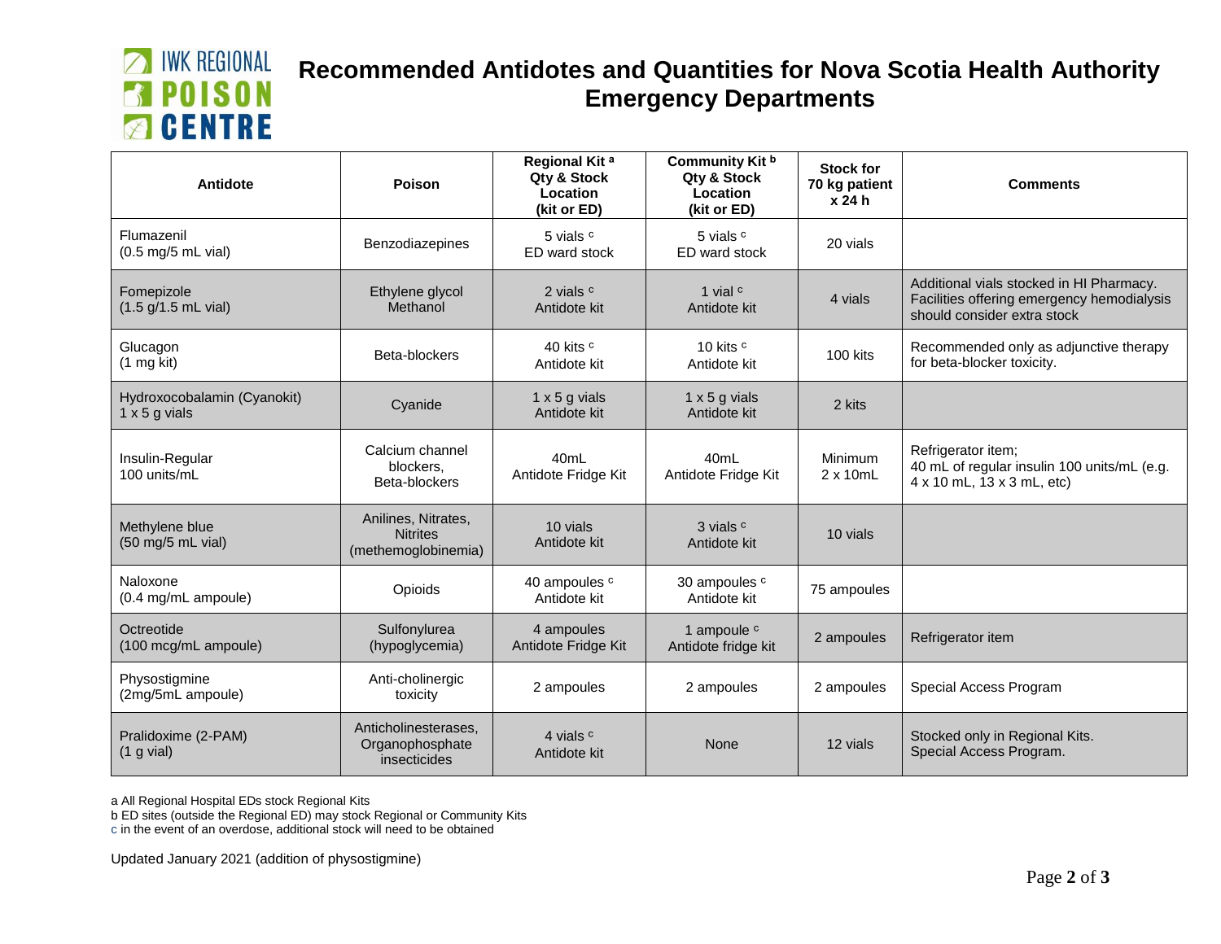# Recommended Antidotes and Quantities for Nova Scotia Health Authority Emergency Departments

| Antidote | Poison | Regional Kit [a] Qty & Stock Location (kit or ED) | Community Kit [b] Qty & Stock Location (kit or ED) | Stock for 70 kg patient x 24 h | Comments |
|---|---|---|---|---|---|
| Flumazenil (0.5 mg/5 mL vial) | Benzodiazepines | 5 vials [c] ED ward stock | 5 vials [c] ED ward stock | 20 vials | |
| Fomepizole (1.5 g/1.5 mL vial) | Ethylene glycol Methanol | 2 vials [c] Antidote kit | 1 vial [c] Antidote kit | 4 vials | Additional vials stocked in HI Pharmacy. Facilities offering emergency hemodialysis should consider extra stock |
| Glucagon (1 mg kit) | Beta-blockers | 40 kits [c] Antidote kit | 10 kits [c] Antidote kit | 100 kits | Recommended only as adjunctive therapy for beta-blocker toxicity. |
| Hydroxocobalamin (Cyanokit) 1 x 5 g vials | Cyanide | 1 x 5 g vials Antidote kit | 1 x 5 g vials Antidote kit | 2 kits | |
| Insulin-Regular 100 units/mL | Calcium channel blockers, Beta-blockers | 40mL Antidote Fridge Kit | 40mL Antidote Fridge Kit | Minimum 2 x 10mL | Refrigerator item; 40 mL of regular insulin 100 units/mL (e.g. 4 x 10 mL, 13 x 3 mL, etc) |
| Methylene blue (50 mg/5 mL vial) | Anilines, Nitrates, Nitrites (methemoglobinemia) | 10 vials Antidote kit | 3 vials [c] Antidote kit | 10 vials | |
| Naloxone (0.4 mg/mL ampoule) | Opioids | 40 ampoules [c] Antidote kit | 30 ampoules [c] Antidote kit | 75 ampoules | |
| Octreotide (100 mcg/mL ampoule) | Sulfonylurea (hypoglycemia) | 4 ampoules Antidote Fridge Kit | 1 ampoule [c] Antidote fridge kit | 2 ampoules | Refrigerator item |
| Physostigmine (2mg/5mL ampoule) | Anti-cholinergic toxicity | 2 ampoules | 2 ampoules | 2 ampoules | Special Access Program |
| Pralidoxime (2-PAM) (1 g vial) | Anticholinesterases, Organophosphate insecticides | 4 vials [c] Antidote kit | None | 12 vials | Stocked only in Regional Kits. Special Access Program. |

a All Regional Hospital EDs stock Regional Kits

b ED sites (outside the Regional ED) may stock Regional or Community Kits

c in the event of an overdose, additional stock will need to be obtained

Updated January 2021 (addition of physostigmine)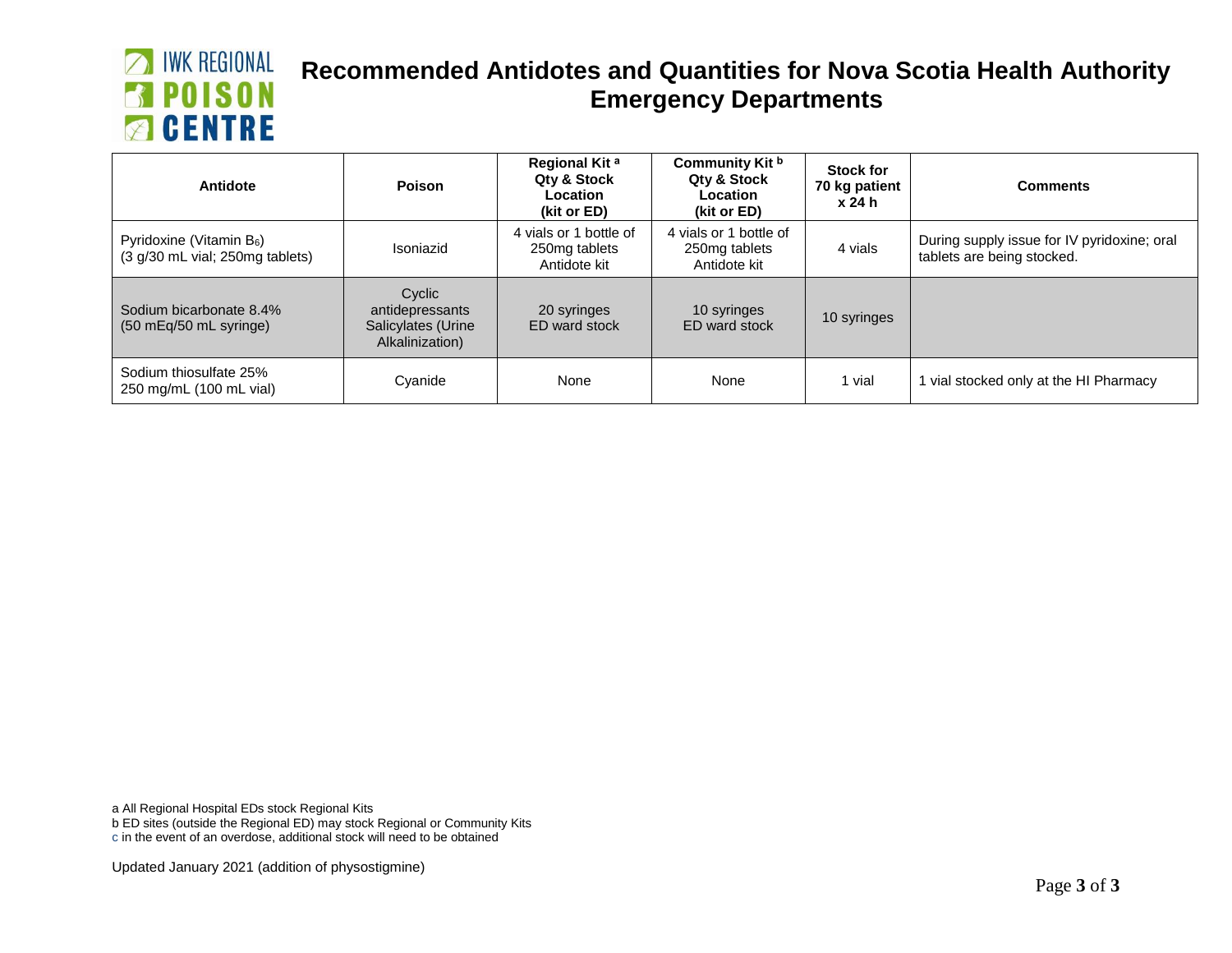# Recommended Antidotes and Quantities for Nova Scotia Health Authority Emergency Departments

| Antidote | Poison | Regional Kit [a] Qty & Stock Location (kit or ED) | Community Kit [b] Qty & Stock Location (kit or ED) | Stock for 70 kg patient x 24 h | Comments |
|---|---|---|---|---|---|
| Pyridoxine (Vitamin $B_6$) (3 g/30 mL vial; 250mg tablets) | Isoniazid | 4 vials or 1 bottle of 250mg tablets Antidote kit | 4 vials or 1 bottle of 250mg tablets Antidote kit | 4 vials | During supply issue for IV pyridoxine; oral tablets are being stocked. |
| Sodium bicarbonate 8.4% (50 mEq/50 mL syringe) | Cyclic antidepressants Salicylates (Urine Alkalinization) | 20 syringes ED ward stock | 10 syringes ED ward stock | 10 syringes | |
| Sodium thiosulfate 25% 250 mg/mL (100 mL vial) | Cyanide | None | None | 1 vial | 1 vial stocked only at the HI Pharmacy |

a All Regional Hospital EDs stock Regional Kits
b ED sites (outside the Regional ED) may stock Regional or Community Kits
c in the event of an overdose, additional stock will need to be obtained

Updated January 2021 (addition of physostigmine)